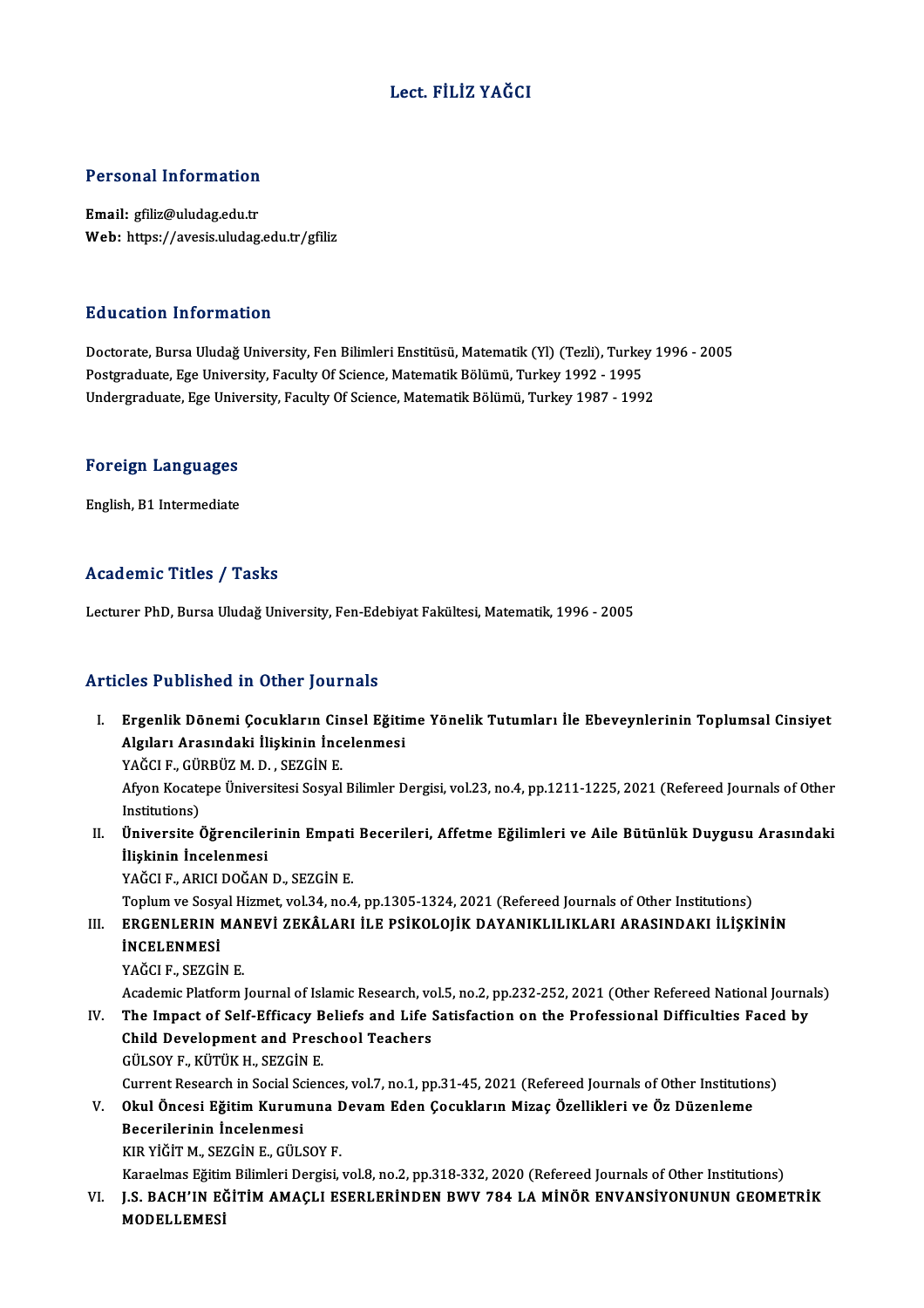# Lect. FİLİZ YAĞCI

## Personal Information

**Email:** gfiliz@uludag.edu.tr
**Web:** https://avesis.uludag.edu.tr/gfiliz

## Education Information

Doctorate, Bursa Uludağ University, Fen Bilimleri Enstitüsü, Matematik (Yl) (Tezli), Turkey 1996 - 2005
Postgraduate, Ege University, Faculty Of Science, Matematik Bölümü, Turkey 1992 - 1995
Undergraduate, Ege University, Faculty Of Science, Matematik Bölümü, Turkey 1987 - 1992

## Foreign Languages

English, B1 Intermediate

## Academic Titles / Tasks

Lecturer PhD, Bursa Uludağ University, Fen-Edebiyat Fakültesi, Matematik, 1996 - 2005

## Articles Published in Other Journals

I. **Ergenlik Dönemi Çocukların Cinsel Eğitime Yönelik Tutumları İle Ebeveynlerinin Toplumsal Cinsiyet Algıları Arasındaki İlişkinin İncelenmesi**
YAĞCI F., GÜRBÜZ M. D. , SEZGİN E.
Afyon Kocatepe Üniversitesi Sosyal Bilimler Dergisi, vol.23, no.4, pp.1211-1225, 2021 (Refereed Journals of Other Institutions)

II. **Üniversite Öğrencilerinin Empati Becerileri, Affetme Eğilimleri ve Aile Bütünlük Duygusu Arasındaki İlişkinin İncelenmesi**
YAĞCI F., ARICI DOĞAN D., SEZGİN E.
Toplum ve Sosyal Hizmet, vol.34, no.4, pp.1305-1324, 2021 (Refereed Journals of Other Institutions)

III. **ERGENLERIN MANEVİ ZEKÂLARI İLE PSİKOLOJİK DAYANIKLILIKLARI ARASINDAKI İLİŞKİNİN İNCELENMESİ**
YAĞCI F., SEZGİN E.
Academic Platform Journal of Islamic Research, vol.5, no.2, pp.232-252, 2021 (Other Refereed National Journals)

IV. **The Impact of Self-Efficacy Beliefs and Life Satisfaction on the Professional Difficulties Faced by Child Development and Preschool Teachers**
GÜLSOY F., KÜTÜK H., SEZGİN E.
Current Research in Social Sciences, vol.7, no.1, pp.31-45, 2021 (Refereed Journals of Other Institutions)

V. **Okul Öncesi Eğitim Kurumuna Devam Eden Çocukların Mizaç Özellikleri ve Öz Düzenleme Becerilerinin İncelenmesi**
KIR YİĞİT M., SEZGİN E., GÜLSOY F.
Karaelmas Eğitim Bilimleri Dergisi, vol.8, no.2, pp.318-332, 2020 (Refereed Journals of Other Institutions)

VI. **J.S. BACH'IN EĞİTİM AMAÇLI ESERLERİNDEN BWV 784 LA MİNÖR ENVANSİYONUNUN GEOMETRİK MODELLEMESİ**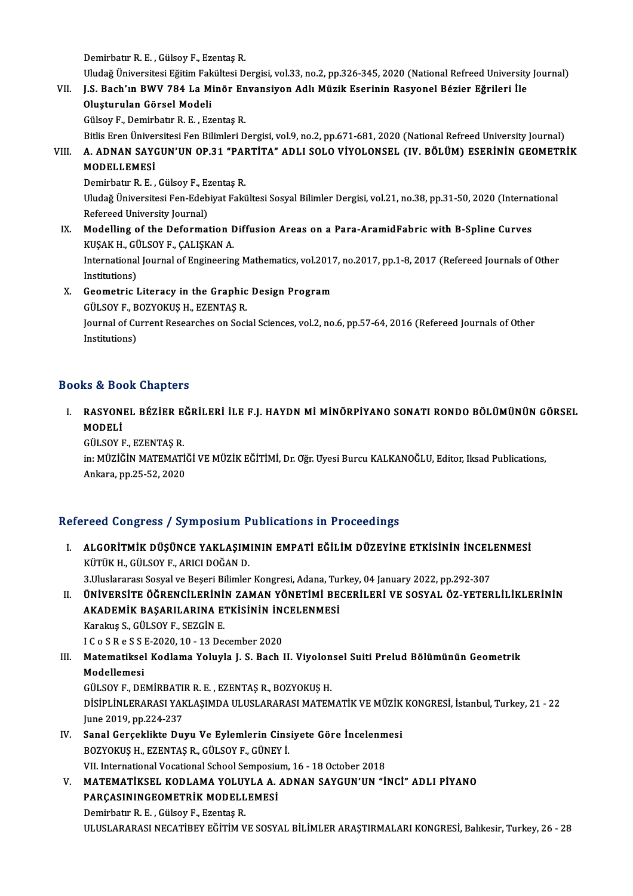Demirbatır R. E. , Gülsoy F., Ezentaş R.
Uludağ Üniversitesi Eğitim Fakültesi Dergisi, vol.33, no.2, pp.326-345, 2020 (National Refreed University Journal)

VII. **J.S. Bach'ın BWV 784 La Minör Envansiyon Adlı Müzik Eserinin Rasyonel Bézier Eğrileri İle Oluşturulan Görsel Modeli**
Gülsoy F., Demirbatır R. E. , Ezentaş R.
Bitlis Eren Üniversitesi Fen Bilimleri Dergisi, vol.9, no.2, pp.671-681, 2020 (National Refreed University Journal)

VIII. **A. ADNAN SAYGUN'UN OP.31 "PARTİTA" ADLI SOLO VİYOLONSEL (IV. BÖLÜM) ESERİNİN GEOMETRİK MODELLEMESİ**
Demirbatır R. E. , Gülsoy F., Ezentaş R.
Uludağ Üniversitesi Fen-Edebiyat Fakültesi Sosyal Bilimler Dergisi, vol.21, no.38, pp.31-50, 2020 (International Refereed University Journal)

IX. **Modelling of the Deformation Diffusion Areas on a Para-AramidFabric with B-Spline Curves**
KUŞAK H., GÜLSOY F., ÇALIŞKAN A.
International Journal of Engineering Mathematics, vol.2017, no.2017, pp.1-8, 2017 (Refereed Journals of Other Institutions)

X. **Geometric Literacy in the Graphic Design Program**
GÜLSOY F., BOZYOKUŞ H., EZENTAŞ R.
Journal of Current Researches on Social Sciences, vol.2, no.6, pp.57-64, 2016 (Refereed Journals of Other Institutions)

## Books & Book Chapters

I. **RASYONEL BÉZİER EĞRİLERİ İLE F.J. HAYDN Mİ MİNÖRPİYANO SONATI RONDO BÖLÜMÜNÜN GÖRSEL MODELİ**
GÜLSOY F., EZENTAŞ R.
in: MÜZİĞİN MATEMATİĞİ VE MÜZİK EĞİTİMİ, Dr. Öğr. Üyesi Burcu KALKANOĞLU, Editor, Iksad Publications, Ankara, pp.25-52, 2020

## Refereed Congress / Symposium Publications in Proceedings

I. **ALGORİTMİK DÜŞÜNCE YAKLAŞIMININ EMPATİ EĞİLİM DÜZEYİNE ETKİSİNİN İNCELENMESİ**
KÜTÜK H., GÜLSOY F., ARICI DOĞAN D.
3.Uluslararası Sosyal ve Beşeri Bilimler Kongresi, Adana, Turkey, 04 January 2022, pp.292-307

II. **ÜNİVERSİTE ÖĞRENCİLERİNİN ZAMAN YÖNETİMİ BECERİLERİ VE SOSYAL ÖZ-YETERLİLİKLERİNİN AKADEMİK BAŞARILARINA ETKİSİNİN İNCELENMESİ**
Karakuş S., GÜLSOY F., SEZGİN E.
I C o S R e S S E-2020, 10 - 13 December 2020

III. **Matematiksel Kodlama Yoluyla J. S. Bach II. Viyolonsel Suiti Prelud Bölümünün Geometrik Modellemesi**
GÜLSOY F., DEMİRBATIR R. E. , EZENTAŞ R., BOZYOKUŞ H.
DİSİPLİNLERARASI YAKLAŞIMDA ULUSLARARASI MATEMATİK VE MÜZİK KONGRESİ, İstanbul, Turkey, 21 - 22 June 2019, pp.224-237

IV. **Sanal Gerçeklikte Duyu Ve Eylemlerin Cinsiyete Göre İncelenmesi**
BOZYOKUŞ H., EZENTAŞ R., GÜLSOY F., GÜNEY İ.
VII. International Vocational School Semposium, 16 - 18 October 2018

V. **MATEMATİKSEL KODLAMA YOLUYLA A. ADNAN SAYGUN'UN "İNCİ" ADLI PİYANO PARÇASININGEOMETRİK MODELLEMESİ**
Demirbatır R. E. , Gülsoy F., Ezentaş R.
ULUSLARARASI NECATİBEY EĞİTİM VE SOSYAL BİLİMLER ARAŞTIRMALARI KONGRESİ, Balıkesir, Turkey, 26 - 28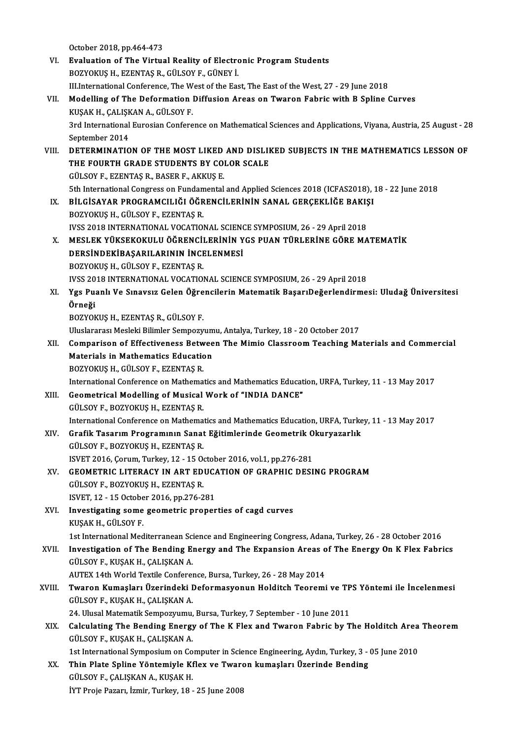October 2018, pp.464-473

VI. **Evaluation of The Virtual Reality of Electronic Program Students**
BOZYOKUŞ H., EZENTAŞ R., GÜLSOY F., GÜNEY İ.
III.International Conference, The West of the East, The East of the West, 27 - 29 June 2018

VII. **Modelling of The Deformation Diffusion Areas on Twaron Fabric with B Spline Curves**
KUŞAK H., ÇALIŞKAN A., GÜLSOY F.
3rd International Eurosian Conference on Mathematical Sciences and Applications, Viyana, Austria, 25 August - 28 September 2014

VIII. **DETERMINATION OF THE MOST LIKED AND DISLIKED SUBJECTS IN THE MATHEMATICS LESSON OF THE FOURTH GRADE STUDENTS BY COLOR SCALE**
GÜLSOY F., EZENTAŞ R., BASER F., AKKUŞ E.
5th International Congress on Fundamental and Applied Sciences 2018 (ICFAS2018), 18 - 22 June 2018

IX. **BİLGİSAYAR PROGRAMCILIĞI ÖĞRENCİLERİNİN SANAL GERÇEKLİĞE BAKIŞI**
BOZYOKUŞ H., GÜLSOY F., EZENTAŞ R.
IVSS 2018 INTERNATIONAL VOCATIONAL SCIENCE SYMPOSIUM, 26 - 29 April 2018

X. **MESLEK YÜKSEKOKULU ÖĞRENCİLERİNİN YGS PUAN TÜRLERİNE GÖRE MATEMATİK DERSİNDEKİBAŞARILARININ İNCELENMESİ**
BOZYOKUŞ H., GÜLSOY F., EZENTAŞ R.
IVSS 2018 INTERNATIONAL VOCATIONAL SCIENCE SYMPOSIUM, 26 - 29 April 2018

XI. **Ygs Puanlı Ve Sınavsız Gelen Öğrencilerin Matematik BaşarıDeğerlendirmesi: Uludağ Üniversitesi Örneği**
BOZYOKUŞ H., EZENTAŞ R., GÜLSOY F.
Uluslararası Mesleki Bilimler Sempozyumu, Antalya, Turkey, 18 - 20 October 2017

XII. **Comparison of Effectiveness Between The Mimio Classroom Teaching Materials and Commercial Materials in Mathematics Education**
BOZYOKUŞ H., GÜLSOY F., EZENTAŞ R.
International Conference on Mathematics and Mathematics Education, URFA, Turkey, 11 - 13 May 2017

XIII. **Geometrical Modelling of Musical Work of "INDIA DANCE"**
GÜLSOY F., BOZYOKUŞ H., EZENTAŞ R.
International Conference on Mathematics and Mathematics Education, URFA, Turkey, 11 - 13 May 2017

XIV. **Grafik Tasarım Programının Sanat Eğitimlerinde Geometrik Okuryazarlık**
GÜLSOY F., BOZYOKUŞ H., EZENTAŞ R.
ISVET 2016, Çorum, Turkey, 12 - 15 October 2016, vol.1, pp.276-281

XV. **GEOMETRIC LITERACY IN ART EDUCATION OF GRAPHIC DESING PROGRAM**
GÜLSOY F., BOZYOKUŞ H., EZENTAŞ R.
ISVET, 12 - 15 October 2016, pp.276-281

XVI. **Investigating some geometric properties of cagd curves**
KUŞAK H., GÜLSOY F.
1st International Mediterranean Science and Engineering Congress, Adana, Turkey, 26 - 28 October 2016

XVII. **Investigation of The Bending Energy and The Expansion Areas of The Energy On K Flex Fabrics**
GÜLSOY F., KUŞAK H., ÇALIŞKAN A.
AUTEX 14th World Textile Conference, Bursa, Turkey, 26 - 28 May 2014

XVIII. **Twaron Kumaşları Üzerindeki Deformasyonun Holditch Teoremi ve TPS Yöntemi ile İncelenmesi**
GÜLSOY F., KUŞAK H., ÇALIŞKAN A.
24. Ulusal Matematik Sempozyumu, Bursa, Turkey, 7 September - 10 June 2011

XIX. **Calculating The Bending Energy of The K Flex and Twaron Fabric by The Holditch Area Theorem**
GÜLSOY F., KUŞAK H., ÇALIŞKAN A.
1st International Symposium on Computer in Science Engineering, Aydın, Turkey, 3 - 05 June 2010

XX. **Thin Plate Spline Yöntemiyle Kflex ve Twaron kumaşları Üzerinde Bending**
GÜLSOY F., ÇALIŞKAN A., KUŞAK H.
İYT Proje Pazarı, İzmir, Turkey, 18 - 25 June 2008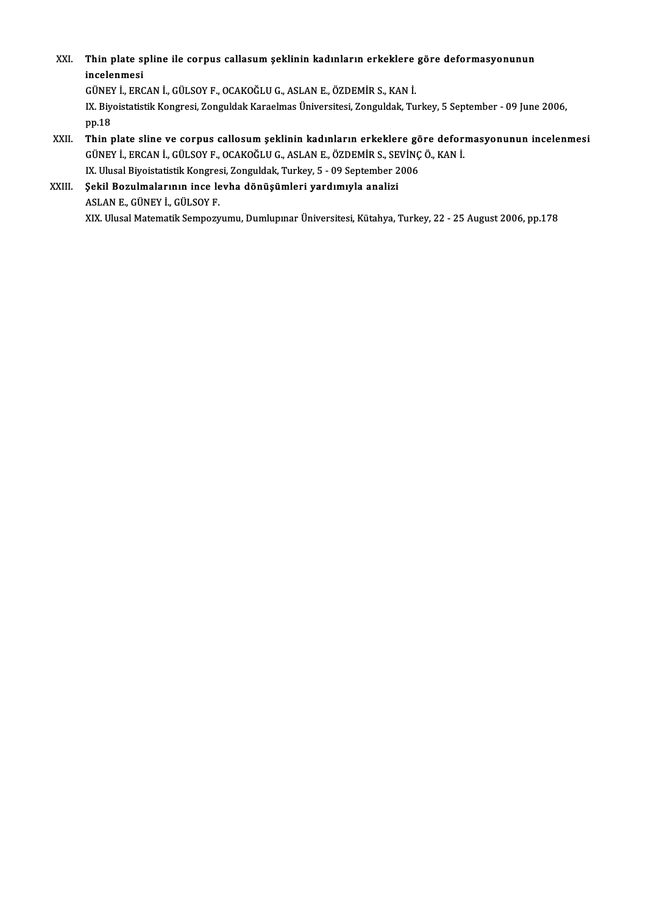XXI. **Thin plate spline ile corpus callasum şeklinin kadınların erkeklere göre deformasyonunun incelenmesi**
GÜNEY İ., ERCAN İ., GÜLSOY F., OCAKOĞLU G., ASLAN E., ÖZDEMİR S., KAN İ.
IX. Biyoistatistik Kongresi, Zonguldak Karaelmas Üniversitesi, Zonguldak, Turkey, 5 September - 09 June 2006, pp.18

XXII. **Thin plate sline ve corpus callosum şeklinin kadınların erkeklere göre deformasyonunun incelenmesi**
GÜNEY İ., ERCAN İ., GÜLSOY F., OCAKOĞLU G., ASLAN E., ÖZDEMİR S., SEVİNÇ Ö., KAN İ.
IX. Ulusal Biyoistatistik Kongresi, Zonguldak, Turkey, 5 - 09 September 2006

XXIII. **Şekil Bozulmalarının ince levha dönüşümleri yardımıyla analizi**
ASLAN E., GÜNEY İ., GÜLSOY F.
XIX. Ulusal Matematik Sempozyumu, Dumlupınar Üniversitesi, Kütahya, Turkey, 22 - 25 August 2006, pp.178